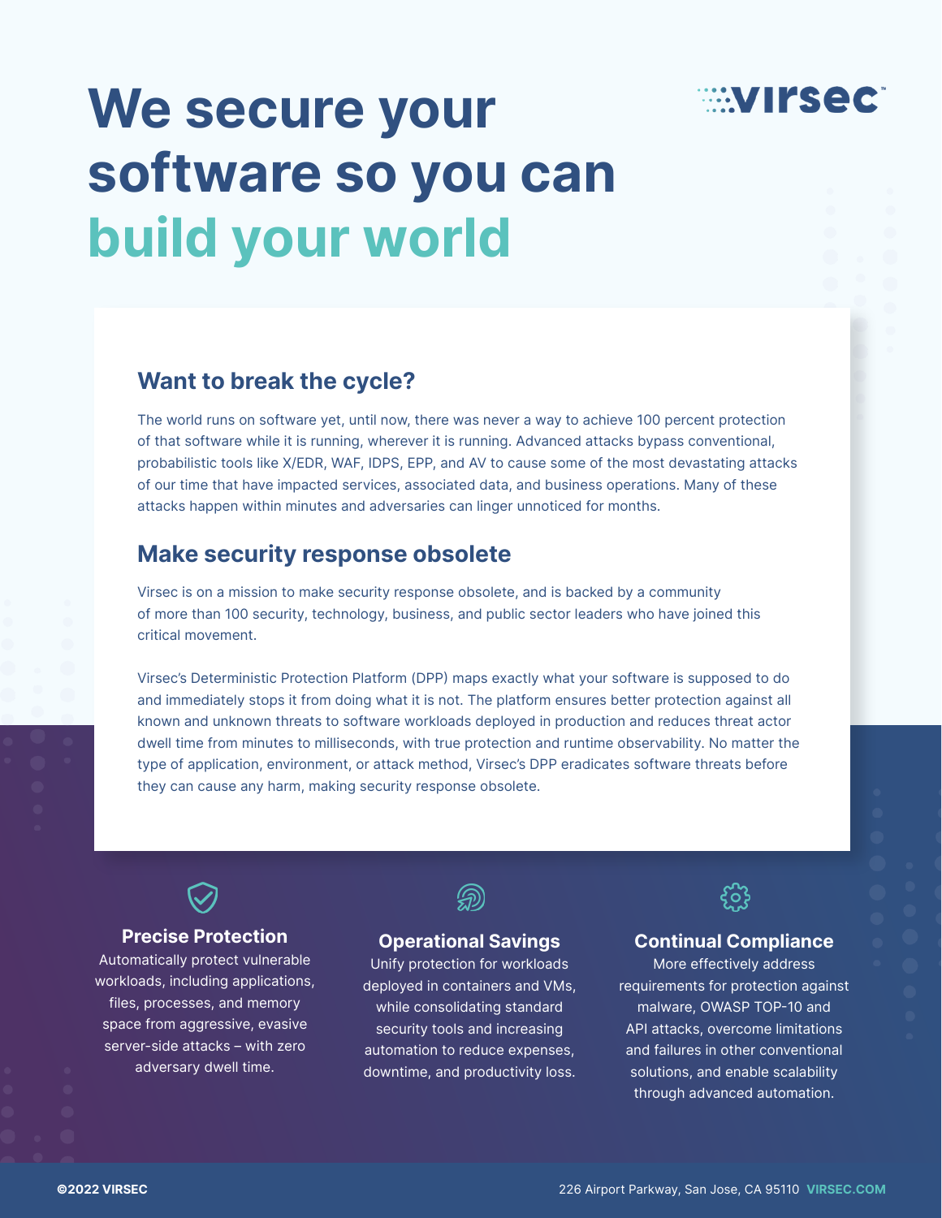# We secure your software so you can build your world

## Want to break the cycle?

The world runs on software yet, until now, there was never a way to achieve 100 percent protection of that software while it is running, wherever it is running. Advanced attacks bypass conventional, probabilistic tools like X/EDR, WAF, IDPS, EPP, and AV to cause some of the most devastating attacks of our time that have impacted services, associated data, and business operations. Many of these attacks happen within minutes and adversaries can linger unnoticed for months.

## Make security response obsolete

Virsec is on a mission to make security response obsolete, and is backed by a community of more than 100 security, technology, business, and public sector leaders who have joined this critical movement.

Virsec's Deterministic Protection Platform (DPP) maps exactly what your software is supposed to do and immediately stops it from doing what it is not. The platform ensures better protection against all known and unknown threats to software workloads deployed in production and reduces threat actor dwell time from minutes to milliseconds, with true protection and runtime observability. No matter the type of application, environment, or attack method, Virsec's DPP eradicates software threats before they can cause any harm, making security response obsolete.

### Precise Protection

Automatically protect vulnerable workloads, including applications, files, processes, and memory space from aggressive, evasive server-side attacks – with zero adversary dwell time.

### Operational Savings

Unify protection for workloads deployed in containers and VMs, while consolidating standard security tools and increasing automation to reduce expenses, downtime, and productivity loss.

### Continual Compliance

More effectively address requirements for protection against malware, OWASP TOP-10 and API attacks, overcome limitations and failures in other conventional solutions, and enable scalability through advanced automation.

©2022 VIRSEC

226 Airport Parkway, San Jose, CA 95110 VIRSEC.COM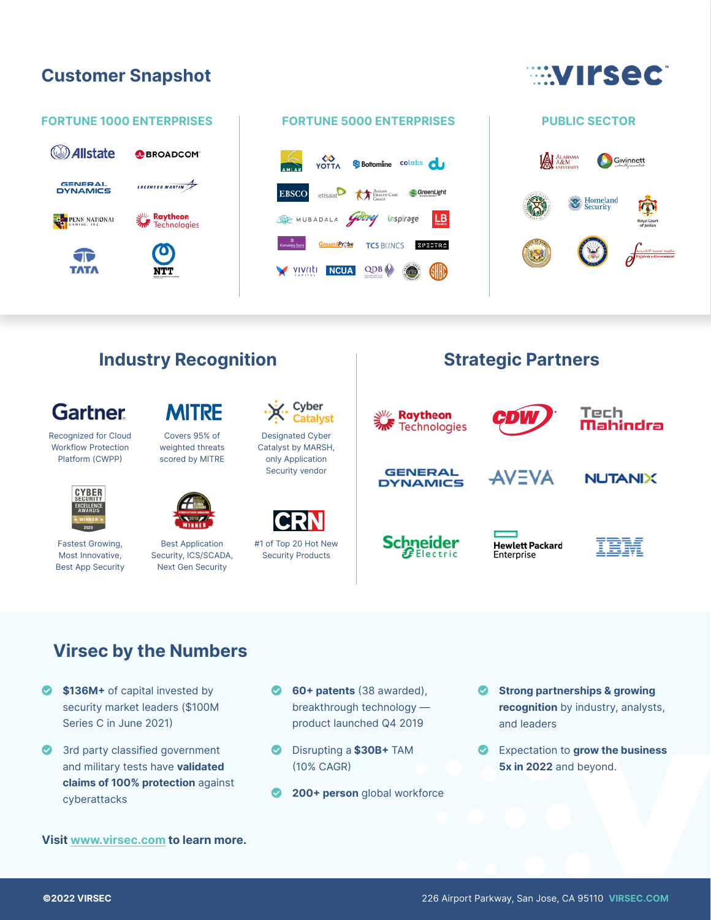## Customer Snapshot

### FORTUNE 1000 ENTERPRISES

### FORTUNE 5000 ENTERPRISES

### PUBLIC SECTOR

## Industry Recognition

Recognized for Cloud Workflow Protection Platform (CWPP)

Covers 95% of weighted threats scored by MITRE

Designated Cyber Catalyst by MARSH, only Application Security vendor

Fastest Growing, Most Innovative, Best App Security

Best Application Security, ICS/SCADA, Next Gen Security

#1 of Top 20 Hot New Security Products

## Strategic Partners

## Virsec by the Numbers

- **$136M+** of capital invested by security market leaders ($100M Series C in June 2021)
- 3rd party classified government and military tests have **validated claims of 100% protection** against cyberattacks
- **60+ patents** (38 awarded), breakthrough technology — product launched Q4 2019
- Disrupting a **$30B+** TAM (10% CAGR)
- **200+ person** global workforce
- **Strong partnerships & growing recognition** by industry, analysts, and leaders
- Expectation to **grow the business 5x in 2022** and beyond.

**Visit www.virsec.com to learn more.**

**©2022 VIRSEC** 226 Airport Parkway, San Jose, CA 95110 **VIRSEC.COM**